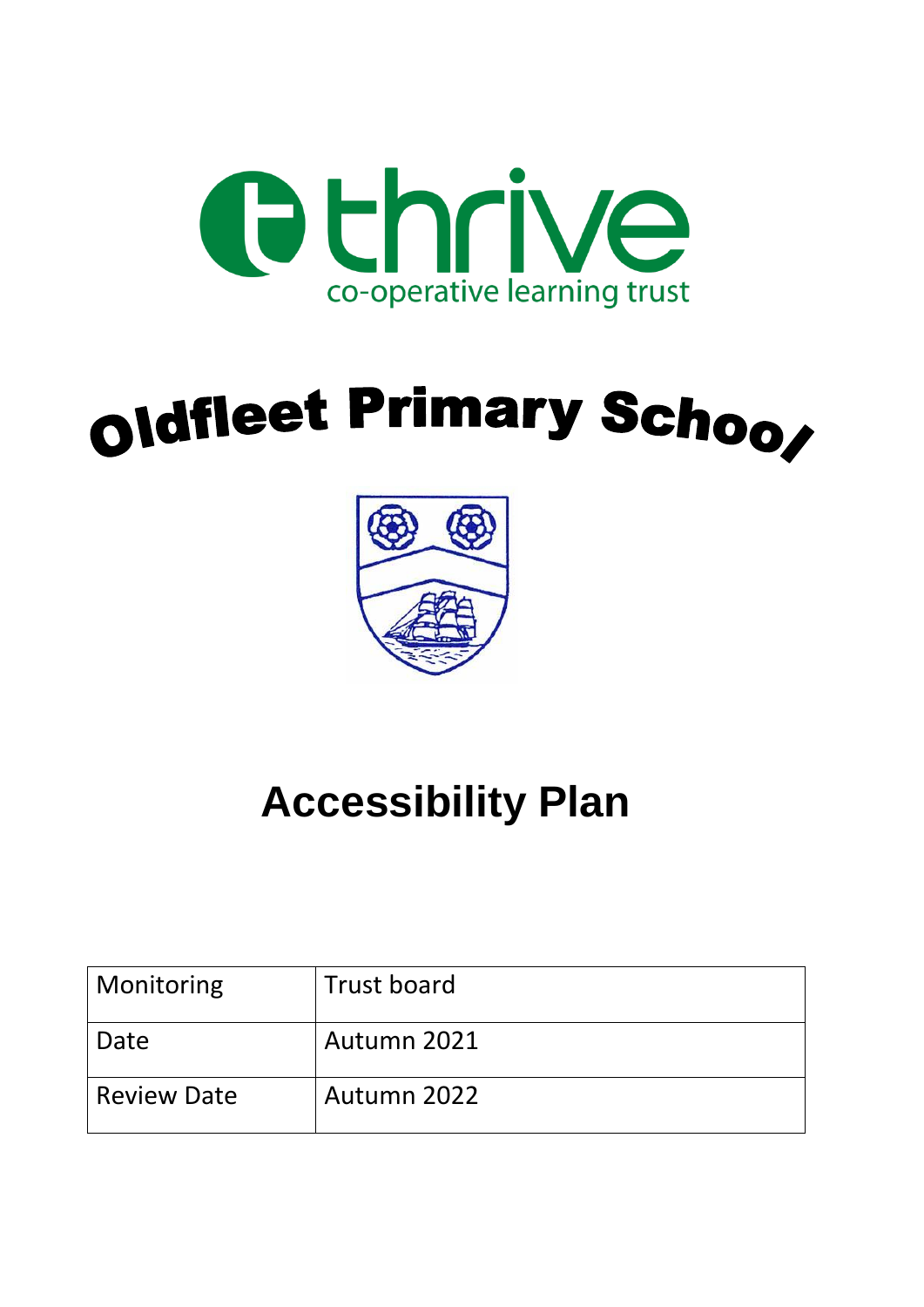thrive

co-operative learning trust

# Oldfleet Primary School

# Accessibility Plan

| Monitoring | Trust board |
|---|---|
| Date | Autumn 2021 |
| Review Date | Autumn 2022 |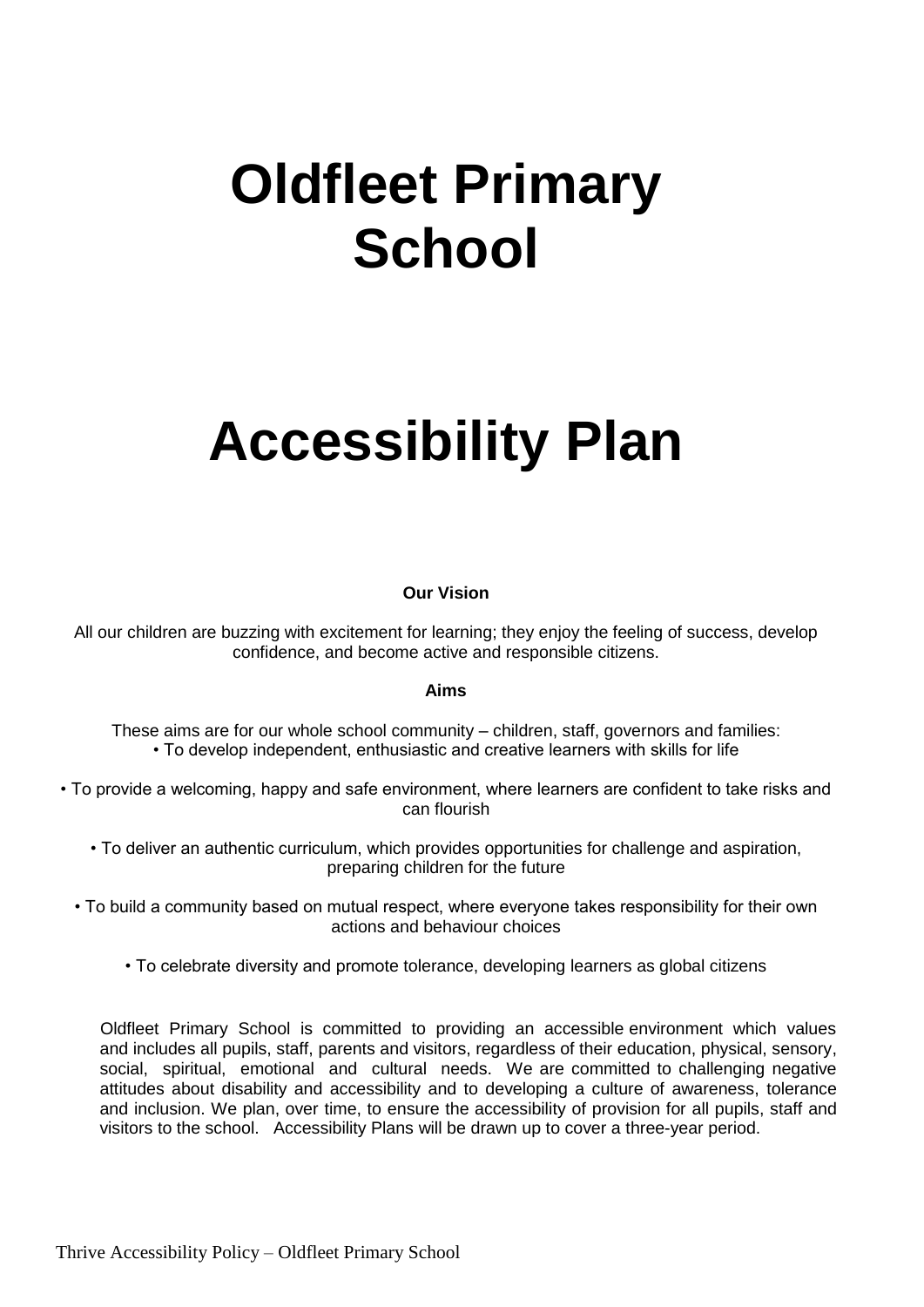# Oldfleet Primary School

# Accessibility Plan

**Our Vision**

All our children are buzzing with excitement for learning; they enjoy the feeling of success, develop confidence, and become active and responsible citizens.

**Aims**

These aims are for our whole school community – children, staff, governors and families:

- To develop independent, enthusiastic and creative learners with skills for life
- To provide a welcoming, happy and safe environment, where learners are confident to take risks and can flourish
- To deliver an authentic curriculum, which provides opportunities for challenge and aspiration, preparing children for the future
- To build a community based on mutual respect, where everyone takes responsibility for their own actions and behaviour choices
- To celebrate diversity and promote tolerance, developing learners as global citizens

Oldfleet Primary School is committed to providing an accessible environment which values and includes all pupils, staff, parents and visitors, regardless of their education, physical, sensory, social, spiritual, emotional and cultural needs. We are committed to challenging negative attitudes about disability and accessibility and to developing a culture of awareness, tolerance and inclusion. We plan, over time, to ensure the accessibility of provision for all pupils, staff and visitors to the school. Accessibility Plans will be drawn up to cover a three-year period.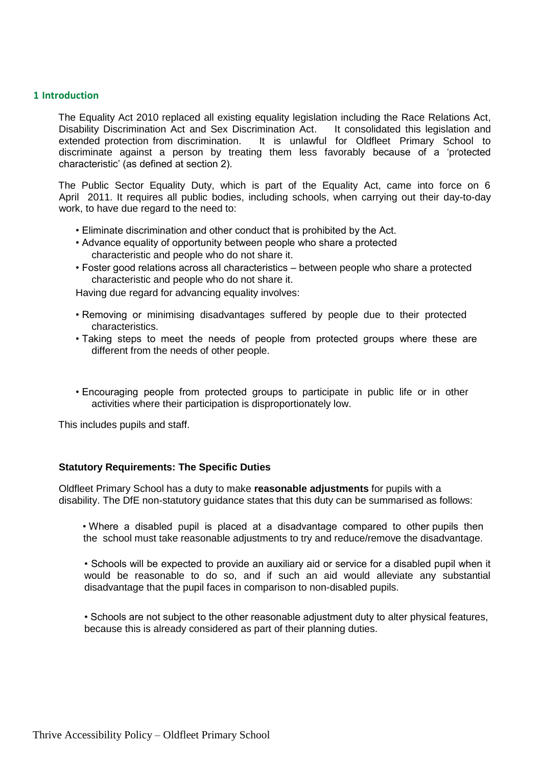## 1 Introduction

The Equality Act 2010 replaced all existing equality legislation including the Race Relations Act, Disability Discrimination Act and Sex Discrimination Act. It consolidated this legislation and extended protection from discrimination. It is unlawful for Oldfleet Primary School to discriminate against a person by treating them less favorably because of a 'protected characteristic' (as defined at section 2).

The Public Sector Equality Duty, which is part of the Equality Act, came into force on 6 April 2011. It requires all public bodies, including schools, when carrying out their day-to-day work, to have due regard to the need to:

- Eliminate discrimination and other conduct that is prohibited by the Act.
- Advance equality of opportunity between people who share a protected characteristic and people who do not share it.
- Foster good relations across all characteristics – between people who share a protected characteristic and people who do not share it.

Having due regard for advancing equality involves:

- Removing or minimising disadvantages suffered by people due to their protected characteristics.
- Taking steps to meet the needs of people from protected groups where these are different from the needs of other people.
- Encouraging people from protected groups to participate in public life or in other activities where their participation is disproportionately low.

This includes pupils and staff.

**Statutory Requirements: The Specific Duties**

Oldfleet Primary School has a duty to make **reasonable adjustments** for pupils with a disability. The DfE non-statutory guidance states that this duty can be summarised as follows:

- Where a disabled pupil is placed at a disadvantage compared to other pupils then the school must take reasonable adjustments to try and reduce/remove the disadvantage.
- Schools will be expected to provide an auxiliary aid or service for a disabled pupil when it would be reasonable to do so, and if such an aid would alleviate any substantial disadvantage that the pupil faces in comparison to non-disabled pupils.
- Schools are not subject to the other reasonable adjustment duty to alter physical features, because this is already considered as part of their planning duties.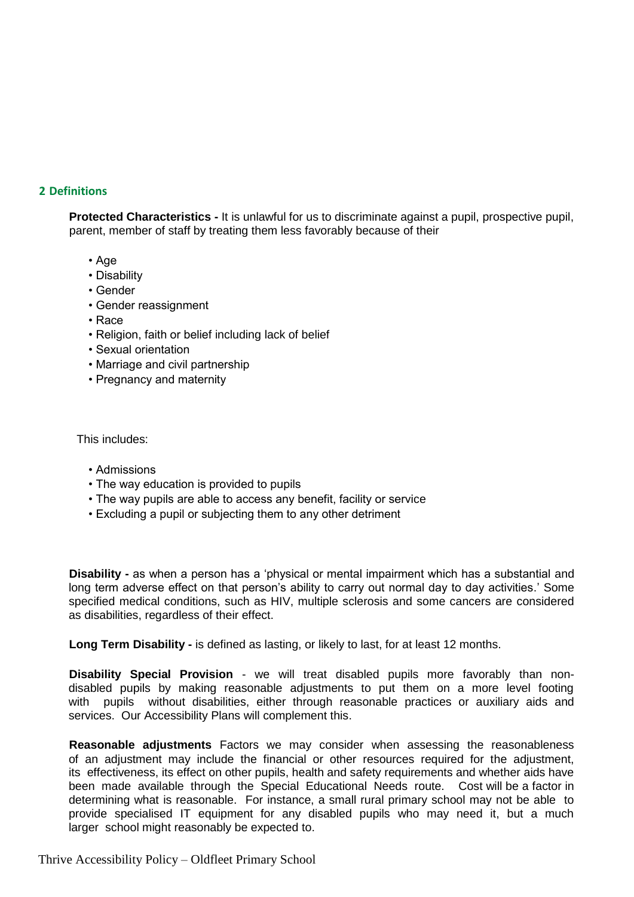## 2 Definitions

**Protected Characteristics -** It is unlawful for us to discriminate against a pupil, prospective pupil, parent, member of staff by treating them less favorably because of their

- Age
- Disability
- Gender
- Gender reassignment
- Race
- Religion, faith or belief including lack of belief
- Sexual orientation
- Marriage and civil partnership
- Pregnancy and maternity

This includes:

- Admissions
- The way education is provided to pupils
- The way pupils are able to access any benefit, facility or service
- Excluding a pupil or subjecting them to any other detriment

**Disability -** as when a person has a 'physical or mental impairment which has a substantial and long term adverse effect on that person's ability to carry out normal day to day activities.' Some specified medical conditions, such as HIV, multiple sclerosis and some cancers are considered as disabilities, regardless of their effect.

**Long Term Disability -** is defined as lasting, or likely to last, for at least 12 months.

**Disability Special Provision** - we will treat disabled pupils more favorably than non-disabled pupils by making reasonable adjustments to put them on a more level footing with pupils without disabilities, either through reasonable practices or auxiliary aids and services. Our Accessibility Plans will complement this.

**Reasonable adjustments** Factors we may consider when assessing the reasonableness of an adjustment may include the financial or other resources required for the adjustment, its effectiveness, its effect on other pupils, health and safety requirements and whether aids have been made available through the Special Educational Needs route. Cost will be a factor in determining what is reasonable. For instance, a small rural primary school may not be able to provide specialised IT equipment for any disabled pupils who may need it, but a much larger school might reasonably be expected to.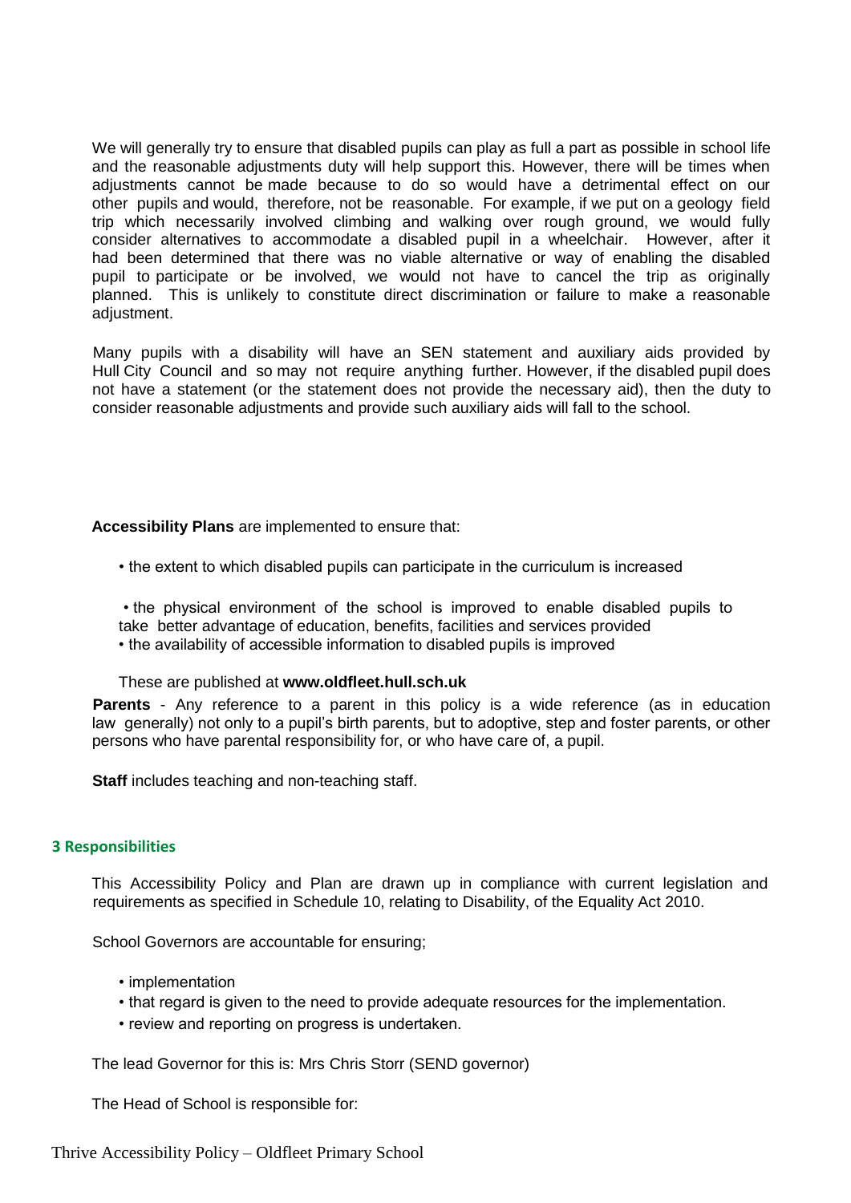We will generally try to ensure that disabled pupils can play as full a part as possible in school life and the reasonable adjustments duty will help support this. However, there will be times when adjustments cannot be made because to do so would have a detrimental effect on our other pupils and would, therefore, not be reasonable. For example, if we put on a geology field trip which necessarily involved climbing and walking over rough ground, we would fully consider alternatives to accommodate a disabled pupil in a wheelchair. However, after it had been determined that there was no viable alternative or way of enabling the disabled pupil to participate or be involved, we would not have to cancel the trip as originally planned. This is unlikely to constitute direct discrimination or failure to make a reasonable adjustment.

Many pupils with a disability will have an SEN statement and auxiliary aids provided by Hull City Council and so may not require anything further. However, if the disabled pupil does not have a statement (or the statement does not provide the necessary aid), then the duty to consider reasonable adjustments and provide such auxiliary aids will fall to the school.

**Accessibility Plans** are implemented to ensure that:

- the extent to which disabled pupils can participate in the curriculum is increased
- the physical environment of the school is improved to enable disabled pupils to take better advantage of education, benefits, facilities and services provided
- the availability of accessible information to disabled pupils is improved

These are published at **www.oldfleet.hull.sch.uk**

**Parents** - Any reference to a parent in this policy is a wide reference (as in education law generally) not only to a pupil's birth parents, but to adoptive, step and foster parents, or other persons who have parental responsibility for, or who have care of, a pupil.

**Staff** includes teaching and non-teaching staff.

## 3 Responsibilities

This Accessibility Policy and Plan are drawn up in compliance with current legislation and requirements as specified in Schedule 10, relating to Disability, of the Equality Act 2010.

School Governors are accountable for ensuring;

- implementation
- that regard is given to the need to provide adequate resources for the implementation.
- review and reporting on progress is undertaken.

The lead Governor for this is: Mrs Chris Storr (SEND governor)

The Head of School is responsible for: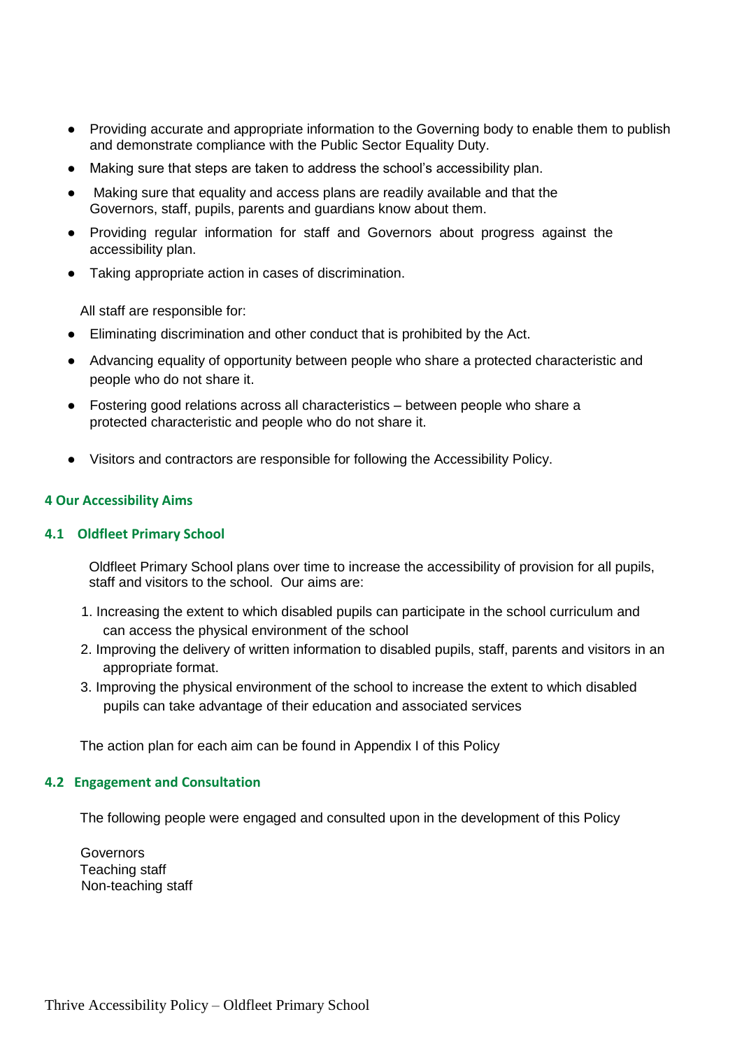- Providing accurate and appropriate information to the Governing body to enable them to publish and demonstrate compliance with the Public Sector Equality Duty.
- Making sure that steps are taken to address the school's accessibility plan.
- Making sure that equality and access plans are readily available and that the Governors, staff, pupils, parents and guardians know about them.
- Providing regular information for staff and Governors about progress against the accessibility plan.
- Taking appropriate action in cases of discrimination.

All staff are responsible for:

- Eliminating discrimination and other conduct that is prohibited by the Act.
- Advancing equality of opportunity between people who share a protected characteristic and people who do not share it.
- Fostering good relations across all characteristics – between people who share a protected characteristic and people who do not share it.
- Visitors and contractors are responsible for following the Accessibility Policy.

## 4 Our Accessibility Aims

### 4.1 Oldfleet Primary School

Oldfleet Primary School plans over time to increase the accessibility of provision for all pupils, staff and visitors to the school. Our aims are:

1. Increasing the extent to which disabled pupils can participate in the school curriculum and can access the physical environment of the school
2. Improving the delivery of written information to disabled pupils, staff, parents and visitors in an appropriate format.
3. Improving the physical environment of the school to increase the extent to which disabled pupils can take advantage of their education and associated services

The action plan for each aim can be found in Appendix I of this Policy

### 4.2 Engagement and Consultation

The following people were engaged and consulted upon in the development of this Policy

Governors
Teaching staff
Non-teaching staff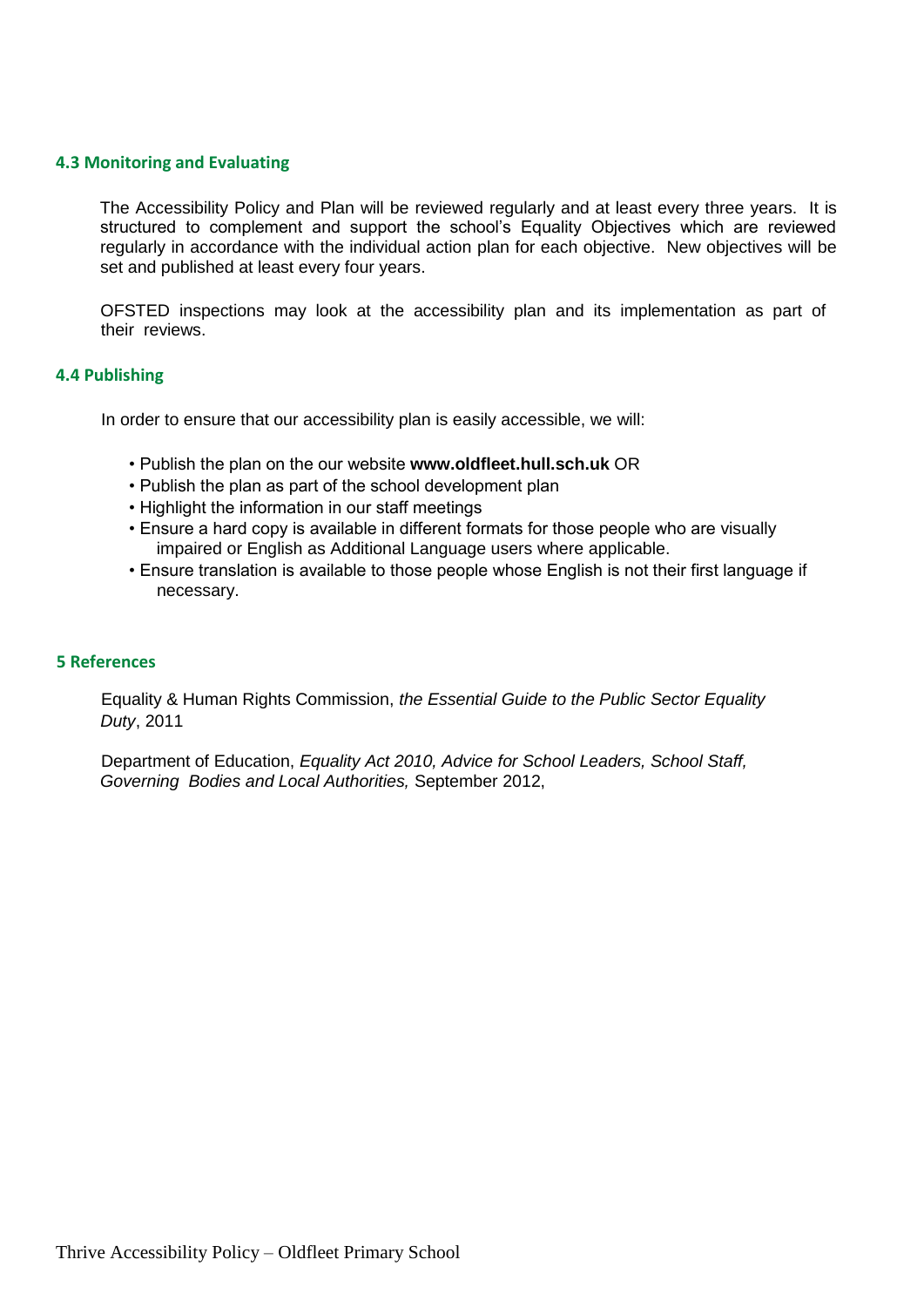### 4.3 Monitoring and Evaluating

The Accessibility Policy and Plan will be reviewed regularly and at least every three years. It is structured to complement and support the school's Equality Objectives which are reviewed regularly in accordance with the individual action plan for each objective. New objectives will be set and published at least every four years.

OFSTED inspections may look at the accessibility plan and its implementation as part of their reviews.

### 4.4 Publishing

In order to ensure that our accessibility plan is easily accessible, we will:

- Publish the plan on the our website **www.oldfleet.hull.sch.uk** OR
- Publish the plan as part of the school development plan
- Highlight the information in our staff meetings
- Ensure a hard copy is available in different formats for those people who are visually impaired or English as Additional Language users where applicable.
- Ensure translation is available to those people whose English is not their first language if necessary.

## 5 References

Equality & Human Rights Commission, *the Essential Guide to the Public Sector Equality Duty*, 2011

Department of Education, *Equality Act 2010, Advice for School Leaders, School Staff, Governing Bodies and Local Authorities,* September 2012,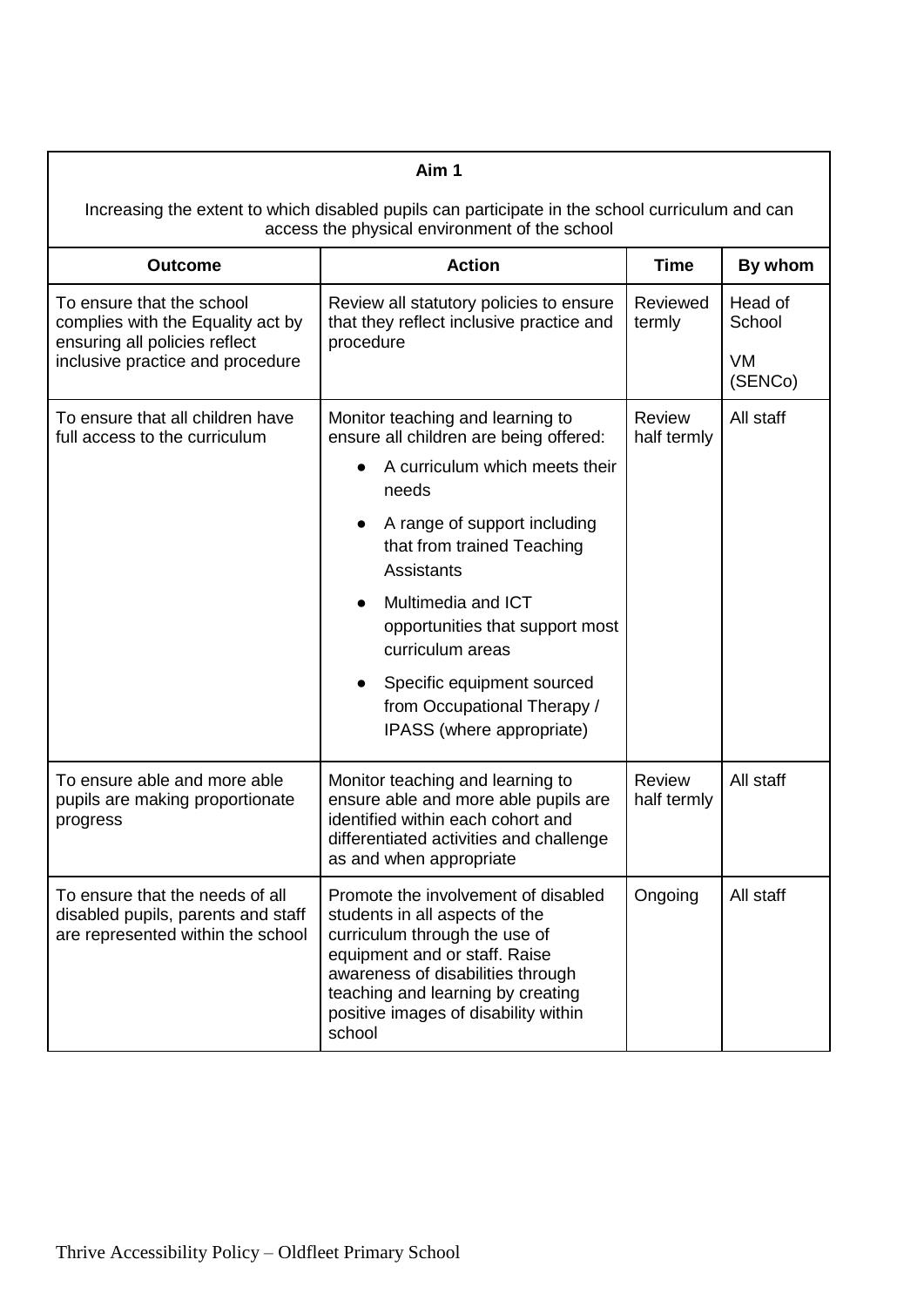**Aim 1**

Increasing the extent to which disabled pupils can participate in the school curriculum and can access the physical environment of the school

| Outcome | Action | Time | By whom |
|---|---|---|---|
| To ensure that the school complies with the Equality act by ensuring all policies reflect inclusive practice and procedure | Review all statutory policies to ensure that they reflect inclusive practice and procedure | Reviewed termly | Head of School<br><br>VM (SENCo) |
| To ensure that all children have full access to the curriculum | Monitor teaching and learning to ensure all children are being offered:<br>● A curriculum which meets their needs<br>● A range of support including that from trained Teaching Assistants<br>● Multimedia and ICT opportunities that support most curriculum areas<br>● Specific equipment sourced from Occupational Therapy / IPASS (where appropriate) | Review half termly | All staff |
| To ensure able and more able pupils are making proportionate progress | Monitor teaching and learning to ensure able and more able pupils are identified within each cohort and differentiated activities and challenge as and when appropriate | Review half termly | All staff |
| To ensure that the needs of all disabled pupils, parents and staff are represented within the school | Promote the involvement of disabled students in all aspects of the curriculum through the use of equipment and or staff. Raise awareness of disabilities through teaching and learning by creating positive images of disability within school | Ongoing | All staff |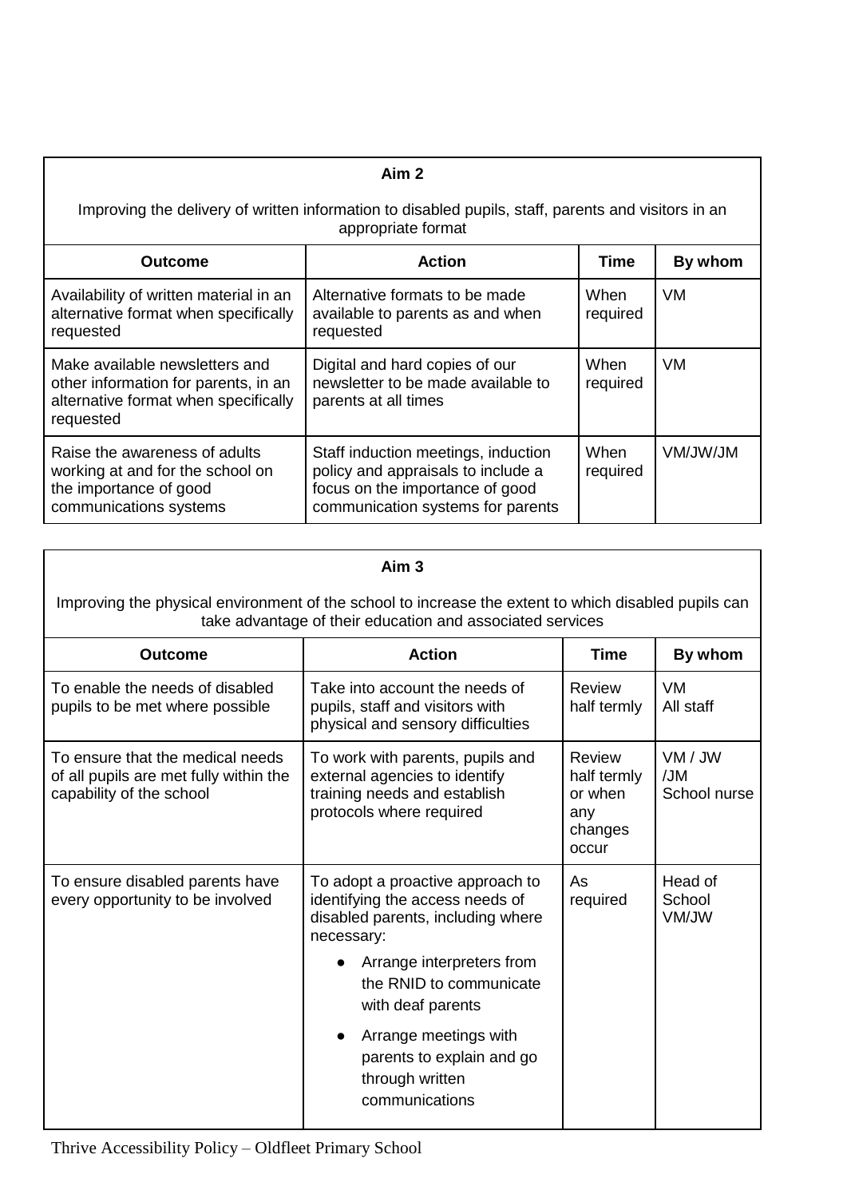| **Aim 2** | | | |
|---|---|---|---|
| Improving the delivery of written information to disabled pupils, staff, parents and visitors in an appropriate format | | | |
| **Outcome** | **Action** | **Time** | **By whom** |
| Availability of written material in an alternative format when specifically requested | Alternative formats to be made available to parents as and when requested | When required | VM |
| Make available newsletters and other information for parents, in an alternative format when specifically requested | Digital and hard copies of our newsletter to be made available to parents at all times | When required | VM |
| Raise the awareness of adults working at and for the school on the importance of good communications systems | Staff induction meetings, induction policy and appraisals to include a focus on the importance of good communication systems for parents | When required | VM/JW/JM |

| **Aim 3** | | | |
|---|---|---|---|
| Improving the physical environment of the school to increase the extent to which disabled pupils can take advantage of their education and associated services | | | |
| **Outcome** | **Action** | **Time** | **By whom** |
| To enable the needs of disabled pupils to be met where possible | Take into account the needs of pupils, staff and visitors with physical and sensory difficulties | Review half termly | VM<br>All staff |
| To ensure that the medical needs of all pupils are met fully within the capability of the school | To work with parents, pupils and external agencies to identify training needs and establish protocols where required | Review half termly or when any changes occur | VM / JW /JM<br>School nurse |
| To ensure disabled parents have every opportunity to be involved | To adopt a proactive approach to identifying the access needs of disabled parents, including where necessary:<br>● Arrange interpreters from the RNID to communicate with deaf parents<br>● Arrange meetings with parents to explain and go through written communications | As required | Head of School<br>VM/JW |